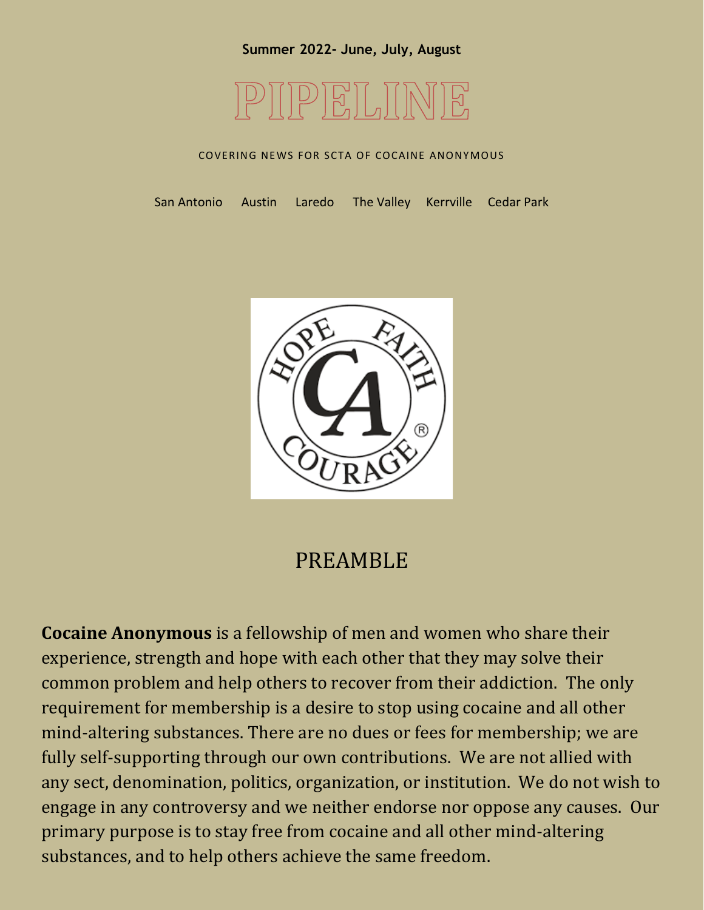**Summer 2022- June, July, August**

# PIPELINE

COVERING NEWS FOR SCTA OF COCAINE ANONYMOUS

San Antonio Austin Laredo The Valley Kerrville Cedar Park

## PREAMBLE

**Cocaine Anonymous** is a fellowship of men and women who share their experience, strength and hope with each other that they may solve their common problem and help others to recover from their addiction. The only requirement for membership is a desire to stop using cocaine and all other mind-altering substances. There are no dues or fees for membership; we are fully self-supporting through our own contributions. We are not allied with any sect, denomination, politics, organization, or institution. We do not wish to engage in any controversy and we neither endorse nor oppose any causes. Our primary purpose is to stay free from cocaine and all other mind-altering substances, and to help others achieve the same freedom.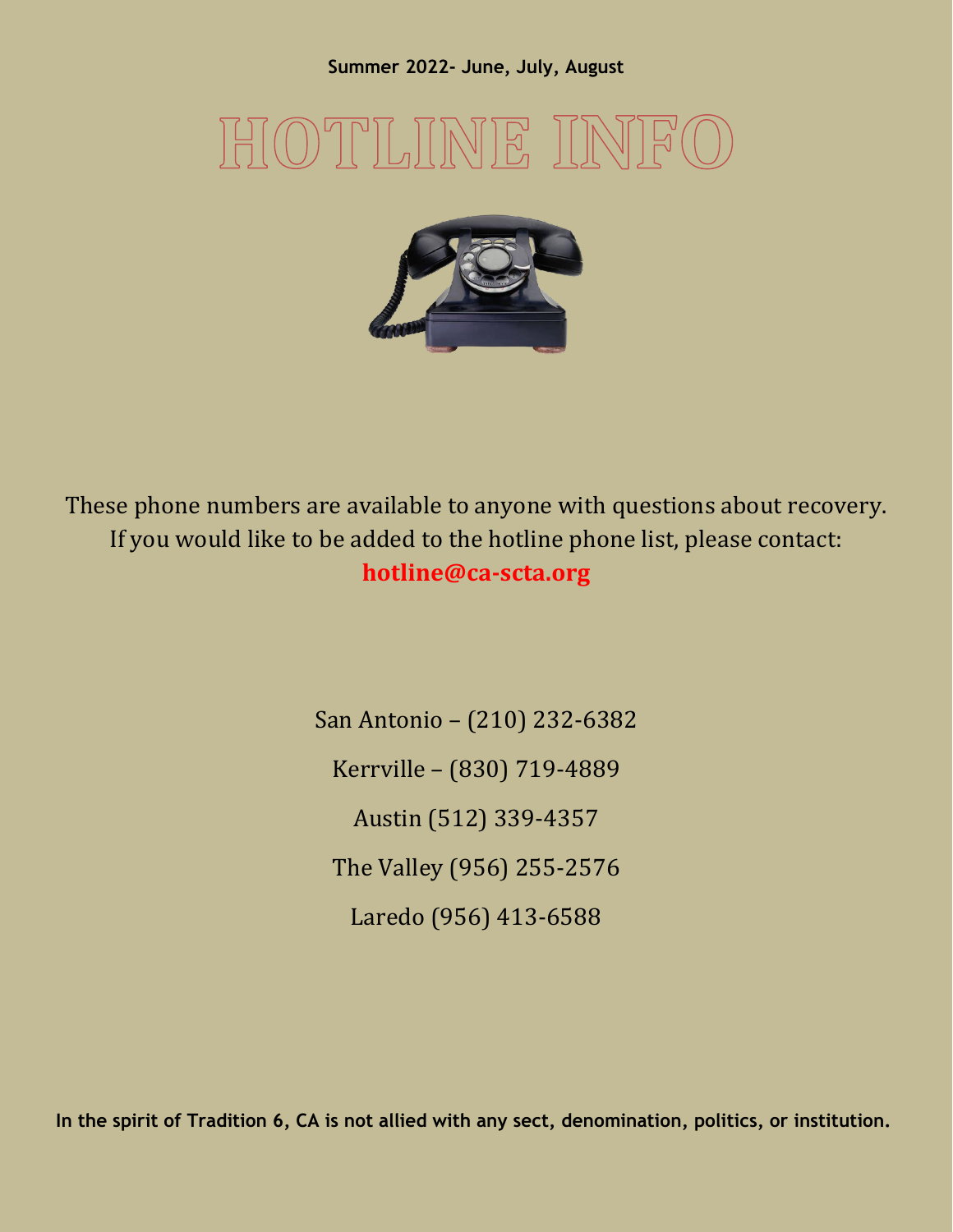**Summer 2022- June, July, August**

# HOTLINE INFO

These phone numbers are available to anyone with questions about recovery. If you would like to be added to the hotline phone list, please contact:

**hotline@ca-scta.org**

San Antonio – (210) 232-6382

Kerrville – (830) 719-4889

Austin (512) 339-4357

The Valley (956) 255-2576

Laredo (956) 413-6588

**In the spirit of Tradition 6, CA is not allied with any sect, denomination, politics, or institution.**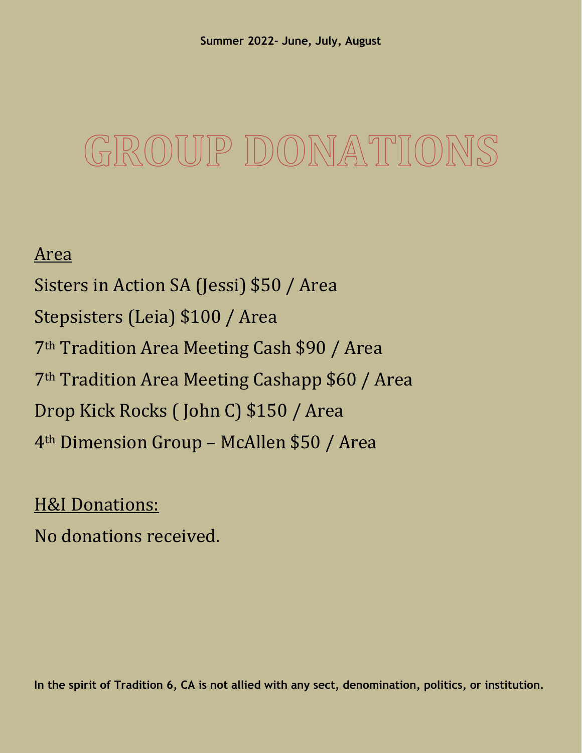Summer 2022- June, July, August

# GROUP DONATIONS

<u>Area</u>

Sisters in Action SA (Jessi) $50 / Area

Stepsisters (Leia) $100 / Area

7th Tradition Area Meeting Cash $90 / Area

7th Tradition Area Meeting Cashapp $60 / Area

Drop Kick Rocks ( John C) $150 / Area

4th Dimension Group – McAllen $50 / Area

<u>H&I Donations:</u>

No donations received.

**In the spirit of Tradition 6, CA is not allied with any sect, denomination, politics, or institution.**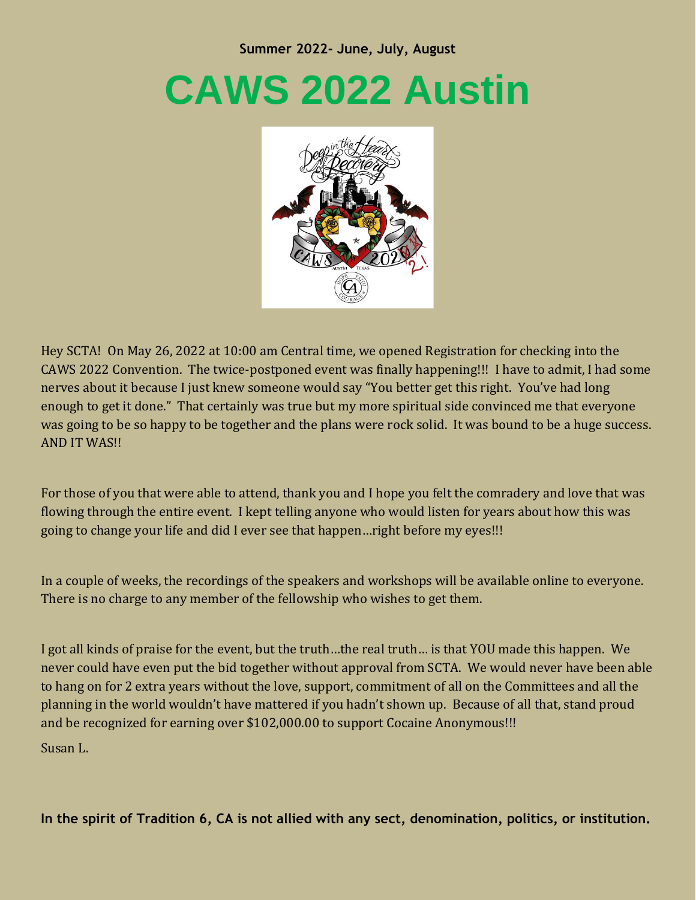**Summer 2022- June, July, August**

# CAWS 2022 Austin

Hey SCTA! On May 26, 2022 at 10:00 am Central time, we opened Registration for checking into the CAWS 2022 Convention. The twice-postponed event was finally happening!!! I have to admit, I had some nerves about it because I just knew someone would say "You better get this right. You've had long enough to get it done." That certainly was true but my more spiritual side convinced me that everyone was going to be so happy to be together and the plans were rock solid. It was bound to be a huge success. AND IT WAS!!

For those of you that were able to attend, thank you and I hope you felt the comradery and love that was flowing through the entire event. I kept telling anyone who would listen for years about how this was going to change your life and did I ever see that happen…right before my eyes!!!

In a couple of weeks, the recordings of the speakers and workshops will be available online to everyone. There is no charge to any member of the fellowship who wishes to get them.

I got all kinds of praise for the event, but the truth…the real truth… is that YOU made this happen. We never could have even put the bid together without approval from SCTA. We would never have been able to hang on for 2 extra years without the love, support, commitment of all on the Committees and all the planning in the world wouldn't have mattered if you hadn't shown up. Because of all that, stand proud and be recognized for earning over $102,000.00 to support Cocaine Anonymous!!!

Susan L.

**In the spirit of Tradition 6, CA is not allied with any sect, denomination, politics, or institution.**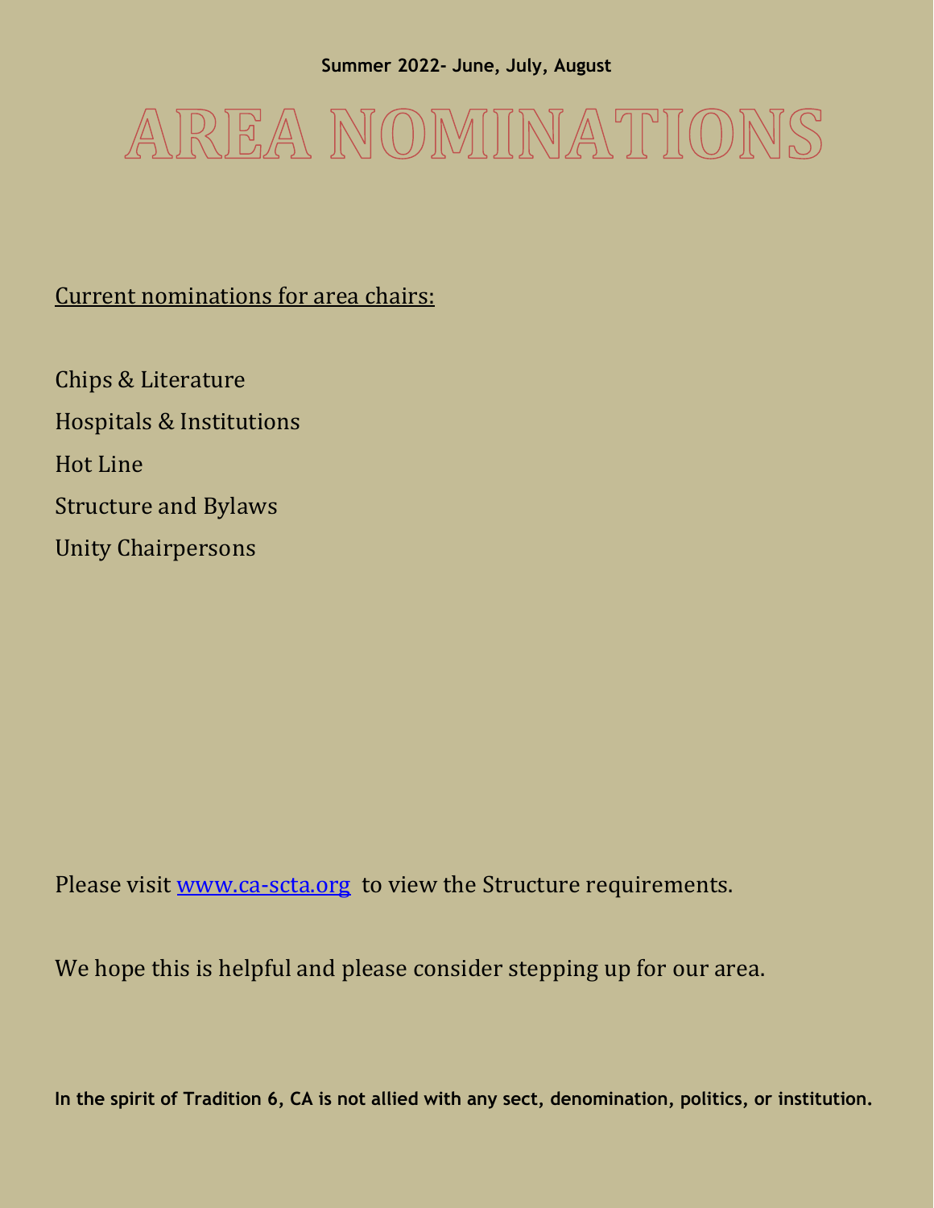**Summer 2022- June, July, August**

# AREA NOMINATIONS

Current nominations for area chairs:

Chips & Literature

Hospitals & Institutions

Hot Line

Structure and Bylaws

Unity Chairpersons

Please visit [www.ca-scta.org](http://www.ca-scta.org) to view the Structure requirements.

We hope this is helpful and please consider stepping up for our area.

**In the spirit of Tradition 6, CA is not allied with any sect, denomination, politics, or institution.**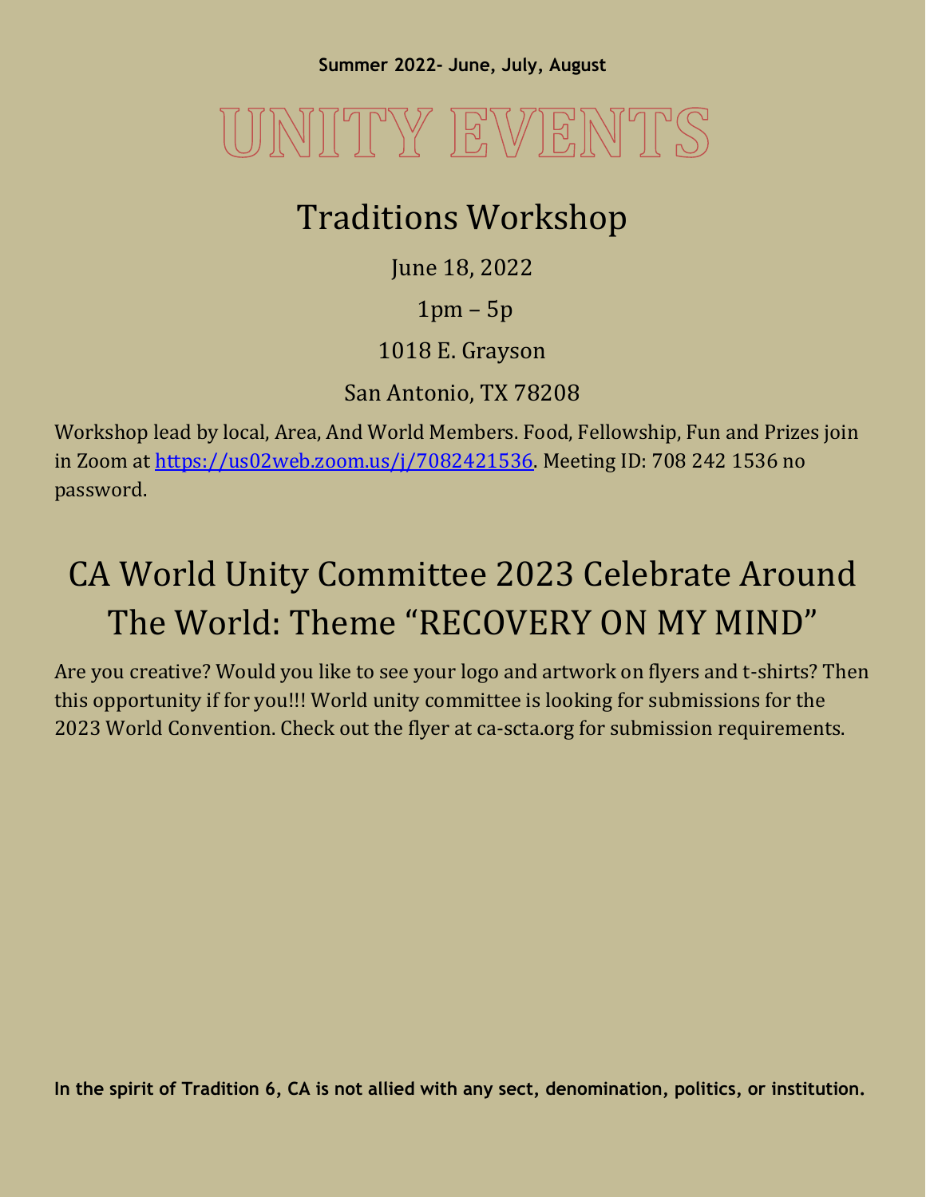**Summer 2022- June, July, August**

# UNITY EVENTS

## Traditions Workshop

June 18, 2022

1pm – 5p

1018 E. Grayson

San Antonio, TX 78208

Workshop lead by local, Area, And World Members. Food, Fellowship, Fun and Prizes join in Zoom at https://us02web.zoom.us/j/7082421536. Meeting ID: 708 242 1536 no password.

## CA World Unity Committee 2023 Celebrate Around The World: Theme "RECOVERY ON MY MIND"

Are you creative? Would you like to see your logo and artwork on flyers and t-shirts? Then this opportunity if for you!!! World unity committee is looking for submissions for the 2023 World Convention. Check out the flyer at ca-scta.org for submission requirements.

**In the spirit of Tradition 6, CA is not allied with any sect, denomination, politics, or institution.**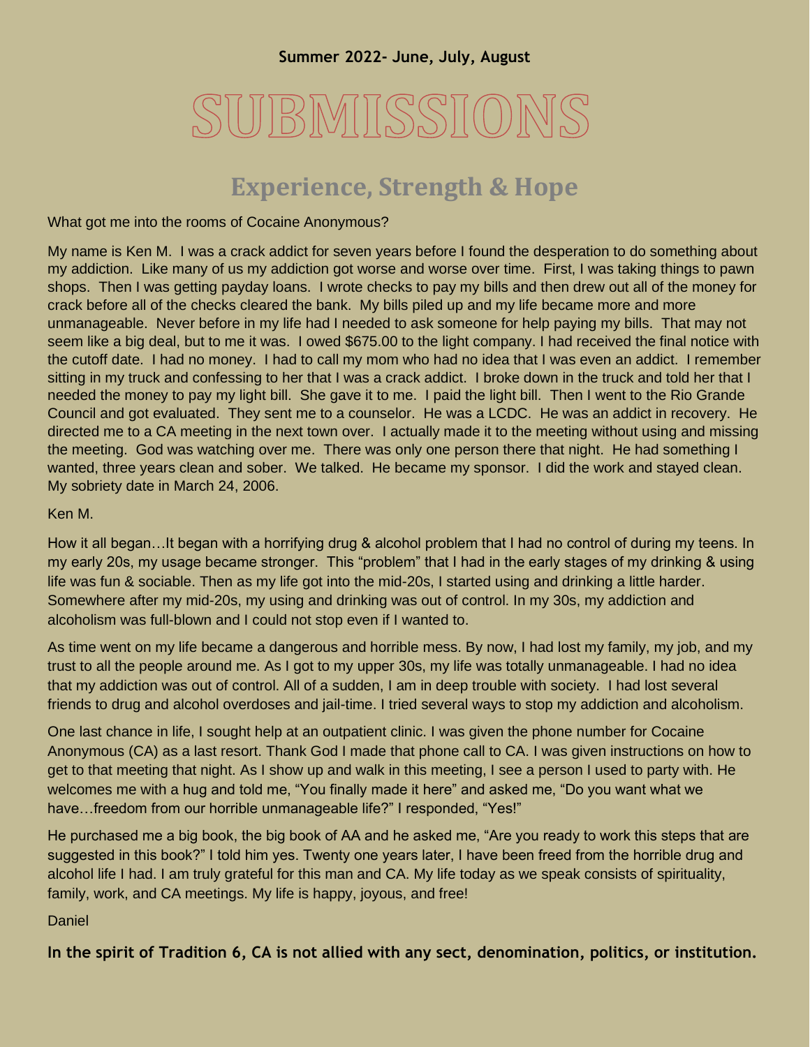**Summer 2022- June, July, August**

# SUBMISSIONS

## Experience, Strength & Hope

What got me into the rooms of Cocaine Anonymous?

My name is Ken M. I was a crack addict for seven years before I found the desperation to do something about my addiction. Like many of us my addiction got worse and worse over time. First, I was taking things to pawn shops. Then I was getting payday loans. I wrote checks to pay my bills and then drew out all of the money for crack before all of the checks cleared the bank. My bills piled up and my life became more and more unmanageable. Never before in my life had I needed to ask someone for help paying my bills. That may not seem like a big deal, but to me it was. I owed $675.00 to the light company. I had received the final notice with the cutoff date. I had no money. I had to call my mom who had no idea that I was even an addict. I remember sitting in my truck and confessing to her that I was a crack addict. I broke down in the truck and told her that I needed the money to pay my light bill. She gave it to me. I paid the light bill. Then I went to the Rio Grande Council and got evaluated. They sent me to a counselor. He was a LCDC. He was an addict in recovery. He directed me to a CA meeting in the next town over. I actually made it to the meeting without using and missing the meeting. God was watching over me. There was only one person there that night. He had something I wanted, three years clean and sober. We talked. He became my sponsor. I did the work and stayed clean. My sobriety date in March 24, 2006.

Ken M.

How it all began…It began with a horrifying drug & alcohol problem that I had no control of during my teens. In my early 20s, my usage became stronger. This "problem" that I had in the early stages of my drinking & using life was fun & sociable. Then as my life got into the mid-20s, I started using and drinking a little harder. Somewhere after my mid-20s, my using and drinking was out of control. In my 30s, my addiction and alcoholism was full-blown and I could not stop even if I wanted to.

As time went on my life became a dangerous and horrible mess. By now, I had lost my family, my job, and my trust to all the people around me. As I got to my upper 30s, my life was totally unmanageable. I had no idea that my addiction was out of control. All of a sudden, I am in deep trouble with society. I had lost several friends to drug and alcohol overdoses and jail-time. I tried several ways to stop my addiction and alcoholism.

One last chance in life, I sought help at an outpatient clinic. I was given the phone number for Cocaine Anonymous (CA) as a last resort. Thank God I made that phone call to CA. I was given instructions on how to get to that meeting that night. As I show up and walk in this meeting, I see a person I used to party with. He welcomes me with a hug and told me, "You finally made it here" and asked me, "Do you want what we have…freedom from our horrible unmanageable life?" I responded, "Yes!"

He purchased me a big book, the big book of AA and he asked me, "Are you ready to work this steps that are suggested in this book?" I told him yes. Twenty one years later, I have been freed from the horrible drug and alcohol life I had. I am truly grateful for this man and CA. My life today as we speak consists of spirituality, family, work, and CA meetings. My life is happy, joyous, and free!

Daniel

**In the spirit of Tradition 6, CA is not allied with any sect, denomination, politics, or institution.**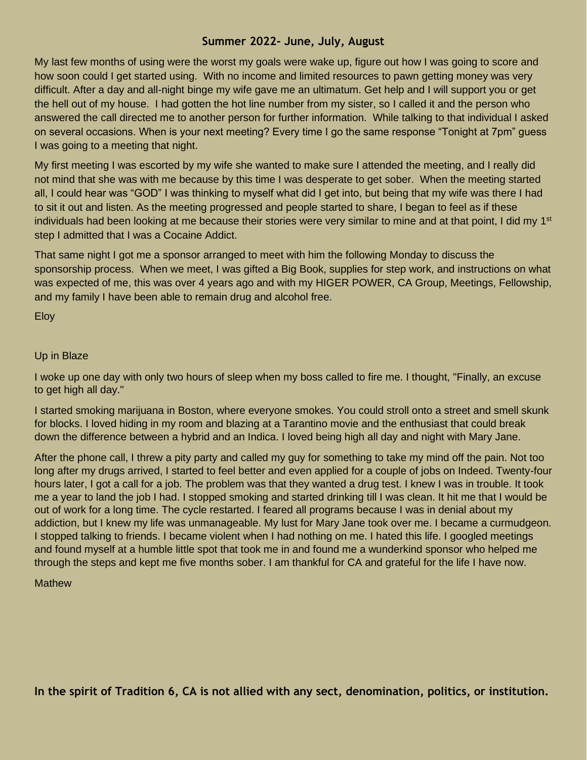## Summer 2022- June, July, August

My last few months of using were the worst my goals were wake up, figure out how I was going to score and how soon could I get started using. With no income and limited resources to pawn getting money was very difficult. After a day and all-night binge my wife gave me an ultimatum. Get help and I will support you or get the hell out of my house. I had gotten the hot line number from my sister, so I called it and the person who answered the call directed me to another person for further information. While talking to that individual I asked on several occasions. When is your next meeting? Every time I go the same response "Tonight at 7pm" guess I was going to a meeting that night.

My first meeting I was escorted by my wife she wanted to make sure I attended the meeting, and I really did not mind that she was with me because by this time I was desperate to get sober. When the meeting started all, I could hear was "GOD" I was thinking to myself what did I get into, but being that my wife was there I had to sit it out and listen. As the meeting progressed and people started to share, I began to feel as if these individuals had been looking at me because their stories were very similar to mine and at that point, I did my 1st step I admitted that I was a Cocaine Addict.

That same night I got me a sponsor arranged to meet with him the following Monday to discuss the sponsorship process. When we meet, I was gifted a Big Book, supplies for step work, and instructions on what was expected of me, this was over 4 years ago and with my HIGER POWER, CA Group, Meetings, Fellowship, and my family I have been able to remain drug and alcohol free.

Eloy

Up in Blaze

I woke up one day with only two hours of sleep when my boss called to fire me. I thought, "Finally, an excuse to get high all day."

I started smoking marijuana in Boston, where everyone smokes. You could stroll onto a street and smell skunk for blocks. I loved hiding in my room and blazing at a Tarantino movie and the enthusiast that could break down the difference between a hybrid and an Indica. I loved being high all day and night with Mary Jane.

After the phone call, I threw a pity party and called my guy for something to take my mind off the pain. Not too long after my drugs arrived, I started to feel better and even applied for a couple of jobs on Indeed. Twenty-four hours later, I got a call for a job. The problem was that they wanted a drug test. I knew I was in trouble. It took me a year to land the job I had. I stopped smoking and started drinking till I was clean. It hit me that I would be out of work for a long time. The cycle restarted. I feared all programs because I was in denial about my addiction, but I knew my life was unmanageable. My lust for Mary Jane took over me. I became a curmudgeon. I stopped talking to friends. I became violent when I had nothing on me. I hated this life. I googled meetings and found myself at a humble little spot that took me in and found me a wunderkind sponsor who helped me through the steps and kept me five months sober. I am thankful for CA and grateful for the life I have now.

Mathew

**In the spirit of Tradition 6, CA is not allied with any sect, denomination, politics, or institution.**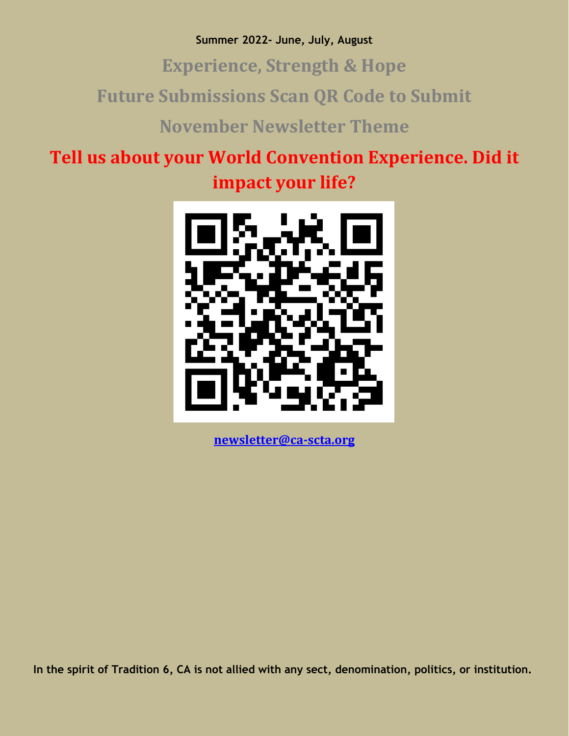**Summer 2022- June, July, August**

## Experience, Strength & Hope

## Future Submissions Scan QR Code to Submit

## November Newsletter Theme

## Tell us about your World Convention Experience. Did it impact your life?

[newsletter@ca-scta.org](mailto:newsletter@ca-scta.org)

**In the spirit of Tradition 6, CA is not allied with any sect, denomination, politics, or institution.**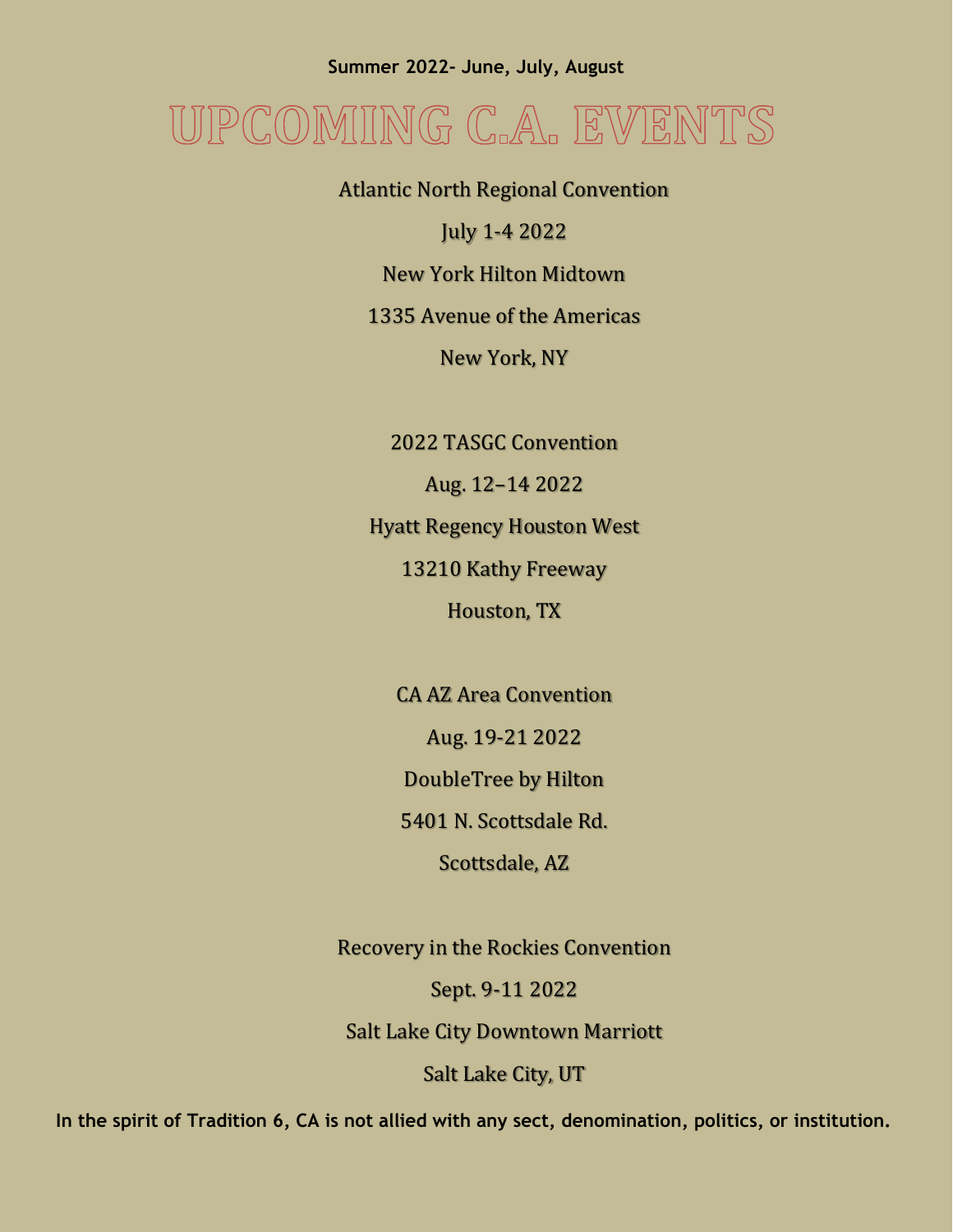**Summer 2022- June, July, August**

# UPCOMING C.A. EVENTS

Atlantic North Regional Convention

July 1-4 2022

New York Hilton Midtown

1335 Avenue of the Americas

New York, NY

2022 TASGC Convention

Aug. 12–14 2022

Hyatt Regency Houston West

13210 Kathy Freeway

Houston, TX

CA AZ Area Convention

Aug. 19-21 2022

DoubleTree by Hilton

5401 N. Scottsdale Rd.

Scottsdale, AZ

Recovery in the Rockies Convention

Sept. 9-11 2022

Salt Lake City Downtown Marriott

Salt Lake City, UT

**In the spirit of Tradition 6, CA is not allied with any sect, denomination, politics, or institution.**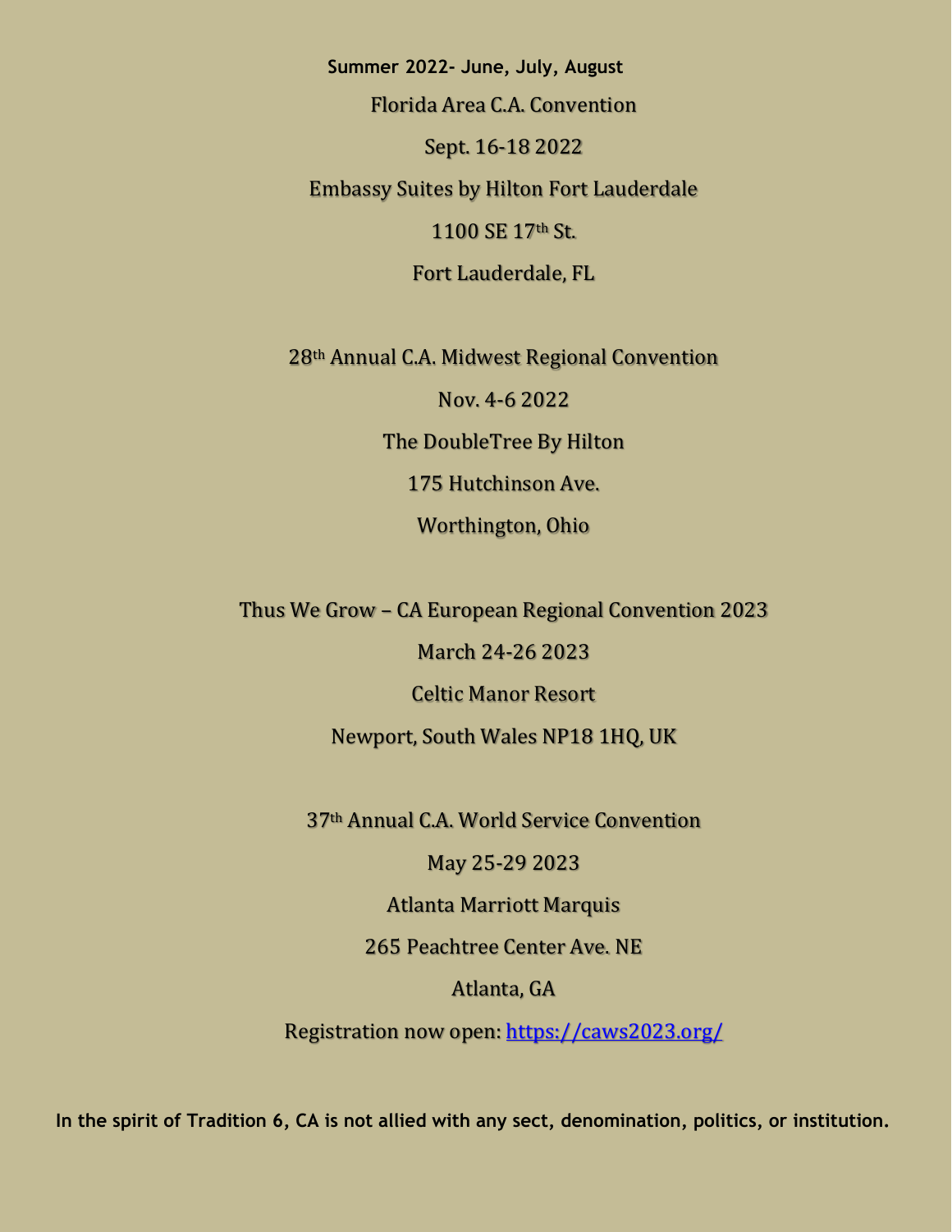**Summer 2022- June, July, August**

Florida Area C.A. Convention

Sept. 16-18 2022

Embassy Suites by Hilton Fort Lauderdale

1100 SE 17th St.

Fort Lauderdale, FL

28th Annual C.A. Midwest Regional Convention

Nov. 4-6 2022

The DoubleTree By Hilton

175 Hutchinson Ave.

Worthington, Ohio

Thus We Grow – CA European Regional Convention 2023

March 24-26 2023

Celtic Manor Resort

Newport, South Wales NP18 1HQ, UK

37th Annual C.A. World Service Convention

May 25-29 2023

Atlanta Marriott Marquis

265 Peachtree Center Ave. NE

Atlanta, GA

Registration now open: [https://caws2023.org/](https://caws2023.org/)

**In the spirit of Tradition 6, CA is not allied with any sect, denomination, politics, or institution.**